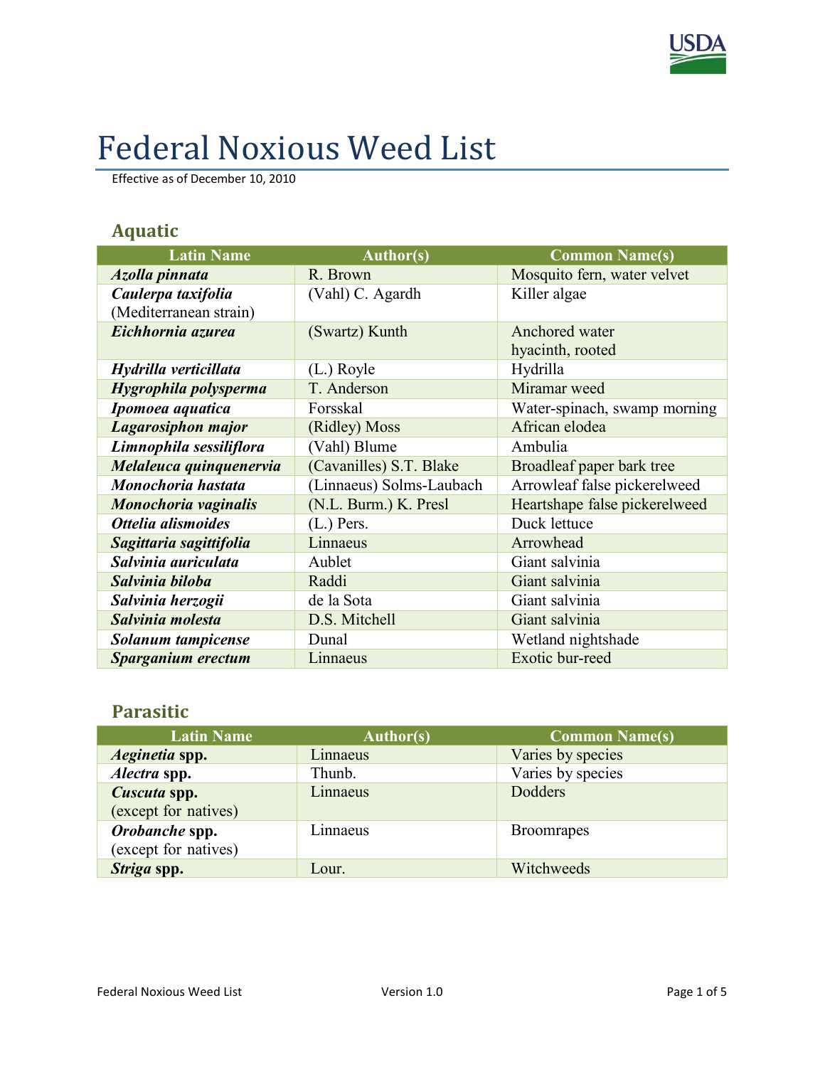# Federal Noxious Weed List

Effective as of December 10, 2010

## Aquatic

| Latin Name | Author(s) | Common Name(s) |
|---|---|---|
| ***Azolla pinnata*** | R. Brown | Mosquito fern, water velvet |
| ***Caulerpa taxifolia*** (Mediterranean strain) | (Vahl) C. Agardh | Killer algae |
| ***Eichhornia azurea*** | (Swartz) Kunth | Anchored water hyacinth, rooted |
| ***Hydrilla verticillata*** | (L.) Royle | Hydrilla |
| ***Hygrophila polysperma*** | T. Anderson | Miramar weed |
| ***Ipomoea aquatica*** | Forsskal | Water-spinach, swamp morning |
| ***Lagarosiphon major*** | (Ridley) Moss | African elodea |
| ***Limnophila sessiliflora*** | (Vahl) Blume | Ambulia |
| ***Melaleuca quinquenervia*** | (Cavanilles) S.T. Blake | Broadleaf paper bark tree |
| ***Monochoria hastata*** | (Linnaeus) Solms-Laubach | Arrowleaf false pickerelweed |
| ***Monochoria vaginalis*** | (N.L. Burm.) K. Presl | Heartshape false pickerelweed |
| ***Ottelia alismoides*** | (L.) Pers. | Duck lettuce |
| ***Sagittaria sagittifolia*** | Linnaeus | Arrowhead |
| ***Salvinia auriculata*** | Aublet | Giant salvinia |
| ***Salvinia biloba*** | Raddi | Giant salvinia |
| ***Salvinia herzogii*** | de la Sota | Giant salvinia |
| ***Salvinia molesta*** | D.S. Mitchell | Giant salvinia |
| ***Solanum tampicense*** | Dunal | Wetland nightshade |
| ***Sparganium erectum*** | Linnaeus | Exotic bur-reed |

## Parasitic

| Latin Name | Author(s) | Common Name(s) |
|---|---|---|
| ***Aeginetia* spp.** | Linnaeus | Varies by species |
| ***Alectra* spp.** | Thunb. | Varies by species |
| ***Cuscuta* spp.** (except for natives) | Linnaeus | Dodders |
| ***Orobanche* spp.** (except for natives) | Linnaeus | Broomrapes |
| ***Striga* spp.** | Lour. | Witchweeds |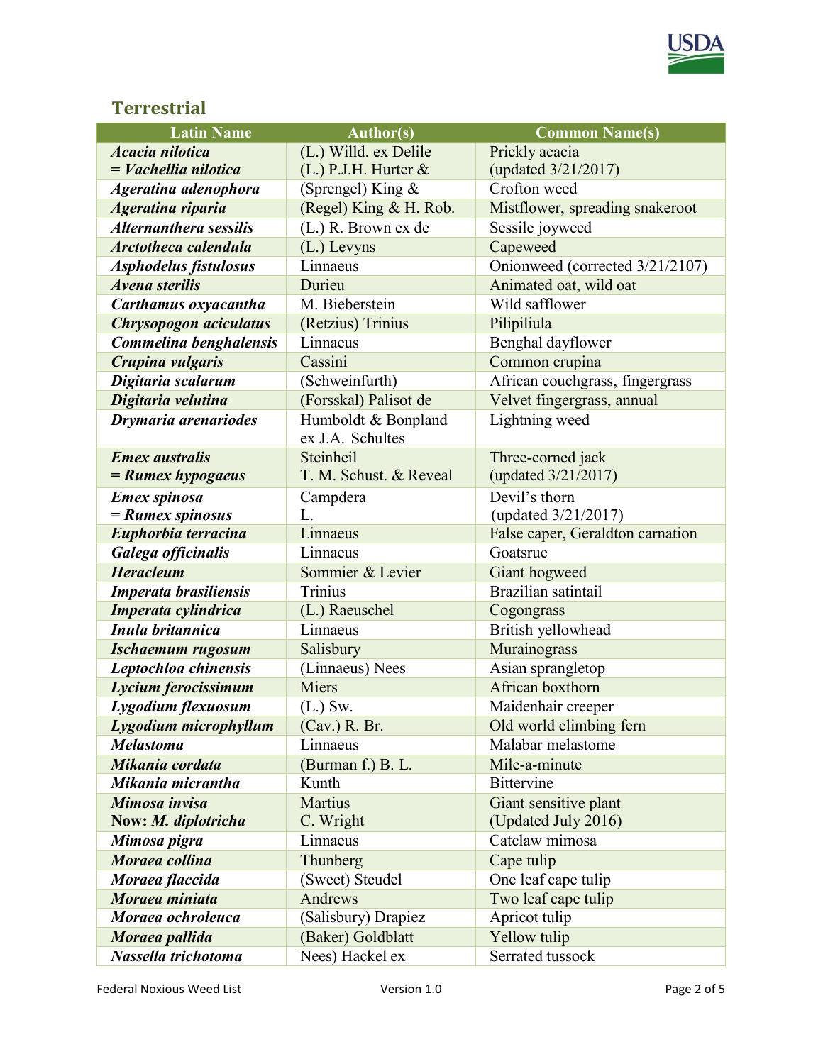## Terrestrial

| Latin Name | Author(s) | Common Name(s) |
|---|---|---|
| ***Acacia nilotica* = *Vachellia nilotica*** | (L.) Willd. ex Delile (L.) P.J.H. Hurter & | Prickly acacia (updated 3/21/2017) |
| ***Ageratina adenophora*** | (Sprengel) King & | Crofton weed |
| ***Ageratina riparia*** | (Regel) King & H. Rob. | Mistflower, spreading snakeroot |
| ***Alternanthera sessilis*** | (L.) R. Brown ex de | Sessile joyweed |
| ***Arctotheca calendula*** | (L.) Levyns | Capeweed |
| ***Asphodelus fistulosus*** | Linnaeus | Onionweed (corrected 3/21/2107) |
| ***Avena sterilis*** | Durieu | Animated oat, wild oat |
| ***Carthamus oxyacantha*** | M. Bieberstein | Wild safflower |
| ***Chrysopogon aciculatus*** | (Retzius) Trinius | Pilipiliula |
| ***Commelina benghalensis*** | Linnaeus | Benghal dayflower |
| ***Crupina vulgaris*** | Cassini | Common crupina |
| ***Digitaria scalarum*** | (Schweinfurth) | African couchgrass, fingergrass |
| ***Digitaria velutina*** | (Forsskal) Palisot de | Velvet fingergrass, annual |
| ***Drymaria arenariodes*** | Humboldt & Bonpland ex J.A. Schultes | Lightning weed |
| ***Emex australis* = *Rumex hypogaeus*** | Steinheil T. M. Schust. & Reveal | Three-corned jack (updated 3/21/2017) |
| ***Emex spinosa* = *Rumex spinosus*** | Campdera L. | Devil's thorn (updated 3/21/2017) |
| ***Euphorbia terracina*** | Linnaeus | False caper, Geraldton carnation |
| ***Galega officinalis*** | Linnaeus | Goatsrue |
| ***Heracleum*** | Sommier & Levier | Giant hogweed |
| ***Imperata brasiliensis*** | Trinius | Brazilian satintail |
| ***Imperata cylindrica*** | (L.) Raeuschel | Cogongrass |
| ***Inula britannica*** | Linnaeus | British yellowhead |
| ***Ischaemum rugosum*** | Salisbury | Murainograss |
| ***Leptochloa chinensis*** | (Linnaeus) Nees | Asian sprangletop |
| ***Lycium ferocissimum*** | Miers | African boxthorn |
| ***Lygodium flexuosum*** | (L.) Sw. | Maidenhair creeper |
| ***Lygodium microphyllum*** | (Cav.) R. Br. | Old world climbing fern |
| ***Melastoma*** | Linnaeus | Malabar melastome |
| ***Mikania cordata*** | (Burman f.) B. L. | Mile-a-minute |
| ***Mikania micrantha*** | Kunth | Bittervine |
| ***Mimosa invisa* Now: *M. diplotricha*** | Martius C. Wright | Giant sensitive plant (Updated July 2016) |
| ***Mimosa pigra*** | Linnaeus | Catclaw mimosa |
| ***Moraea collina*** | Thunberg | Cape tulip |
| ***Moraea flaccida*** | (Sweet) Steudel | One leaf cape tulip |
| ***Moraea miniata*** | Andrews | Two leaf cape tulip |
| ***Moraea ochroleuca*** | (Salisbury) Drapiez | Apricot tulip |
| ***Moraea pallida*** | (Baker) Goldblatt | Yellow tulip |
| ***Nassella trichotoma*** | Nees) Hackel ex | Serrated tussock |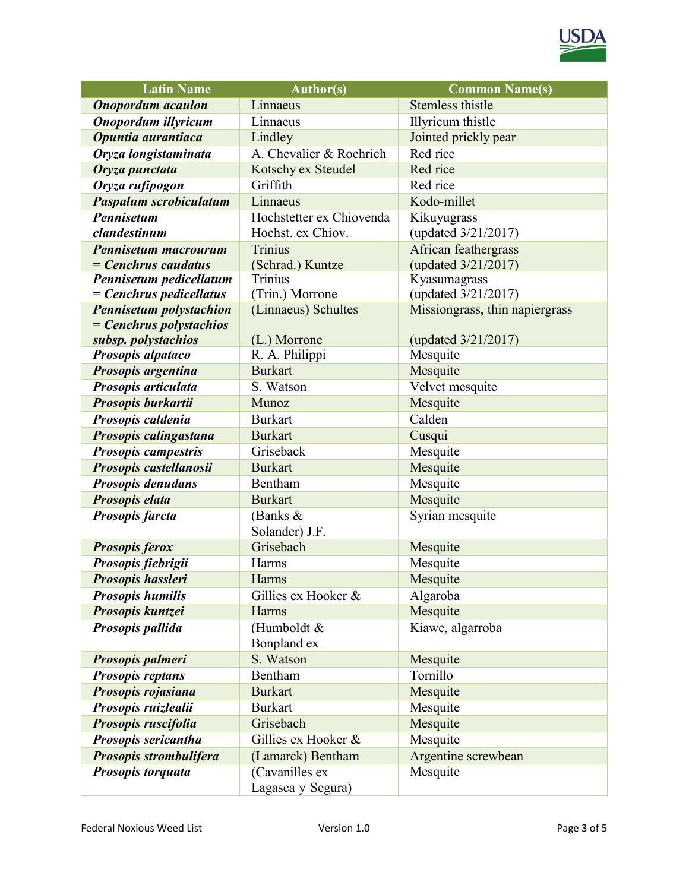| Latin Name | Author(s) | Common Name(s) |
|---|---|---|
| ***Onopordum acaulon*** | Linnaeus | Stemless thistle |
| ***Onopordum illyricum*** | Linnaeus | Illyricum thistle |
| ***Opuntia aurantiaca*** | Lindley | Jointed prickly pear |
| ***Oryza longistaminata*** | A. Chevalier & Roehrich | Red rice |
| ***Oryza punctata*** | Kotschy ex Steudel | Red rice |
| ***Oryza rufipogon*** | Griffith | Red rice |
| ***Paspalum scrobiculatum*** | Linnaeus | Kodo-millet |
| ***Pennisetum clandestinum*** | Hochstetter ex Chiovenda Hochst. ex Chiov. | Kikuyugrass (updated 3/21/2017) |
| ***Pennisetum macrourum = Cenchrus caudatus*** | Trinius (Schrad.) Kuntze | African feathergrass (updated 3/21/2017) |
| ***Pennisetum pedicellatum = Cenchrus pedicellatus*** | Trinius (Trin.) Morrone | Kyasumagrass (updated 3/21/2017) |
| ***Pennisetum polystachion = Cenchrus polystachios subsp. polystachios*** | (Linnaeus) Schultes (L.) Morrone | Missiongrass, thin napiergrass (updated 3/21/2017) |
| ***Prosopis alpataco*** | R. A. Philippi | Mesquite |
| ***Prosopis argentina*** | Burkart | Mesquite |
| ***Prosopis articulata*** | S. Watson | Velvet mesquite |
| ***Prosopis burkartii*** | Munoz | Mesquite |
| ***Prosopis caldenia*** | Burkart | Calden |
| ***Prosopis calingastana*** | Burkart | Cusqui |
| ***Prosopis campestris*** | Griseback | Mesquite |
| ***Prosopis castellanosii*** | Burkart | Mesquite |
| ***Prosopis denudans*** | Bentham | Mesquite |
| ***Prosopis elata*** | Burkart | Mesquite |
| ***Prosopis farcta*** | (Banks & Solander) J.F. | Syrian mesquite |
| ***Prosopis ferox*** | Grisebach | Mesquite |
| ***Prosopis fiebrigii*** | Harms | Mesquite |
| ***Prosopis hassleri*** | Harms | Mesquite |
| ***Prosopis humilis*** | Gillies ex Hooker & | Algaroba |
| ***Prosopis kuntzei*** | Harms | Mesquite |
| ***Prosopis pallida*** | (Humboldt & Bonpland ex | Kiawe, algarroba |
| ***Prosopis palmeri*** | S. Watson | Mesquite |
| ***Prosopis reptans*** | Bentham | Tornillo |
| ***Prosopis rojasiana*** | Burkart | Mesquite |
| ***Prosopis ruizlealii*** | Burkart | Mesquite |
| ***Prosopis ruscifolia*** | Grisebach | Mesquite |
| ***Prosopis sericantha*** | Gillies ex Hooker & | Mesquite |
| ***Prosopis strombulifera*** | (Lamarck) Bentham | Argentine screwbean |
| ***Prosopis torquata*** | (Cavanilles ex Lagasca y Segura) | Mesquite |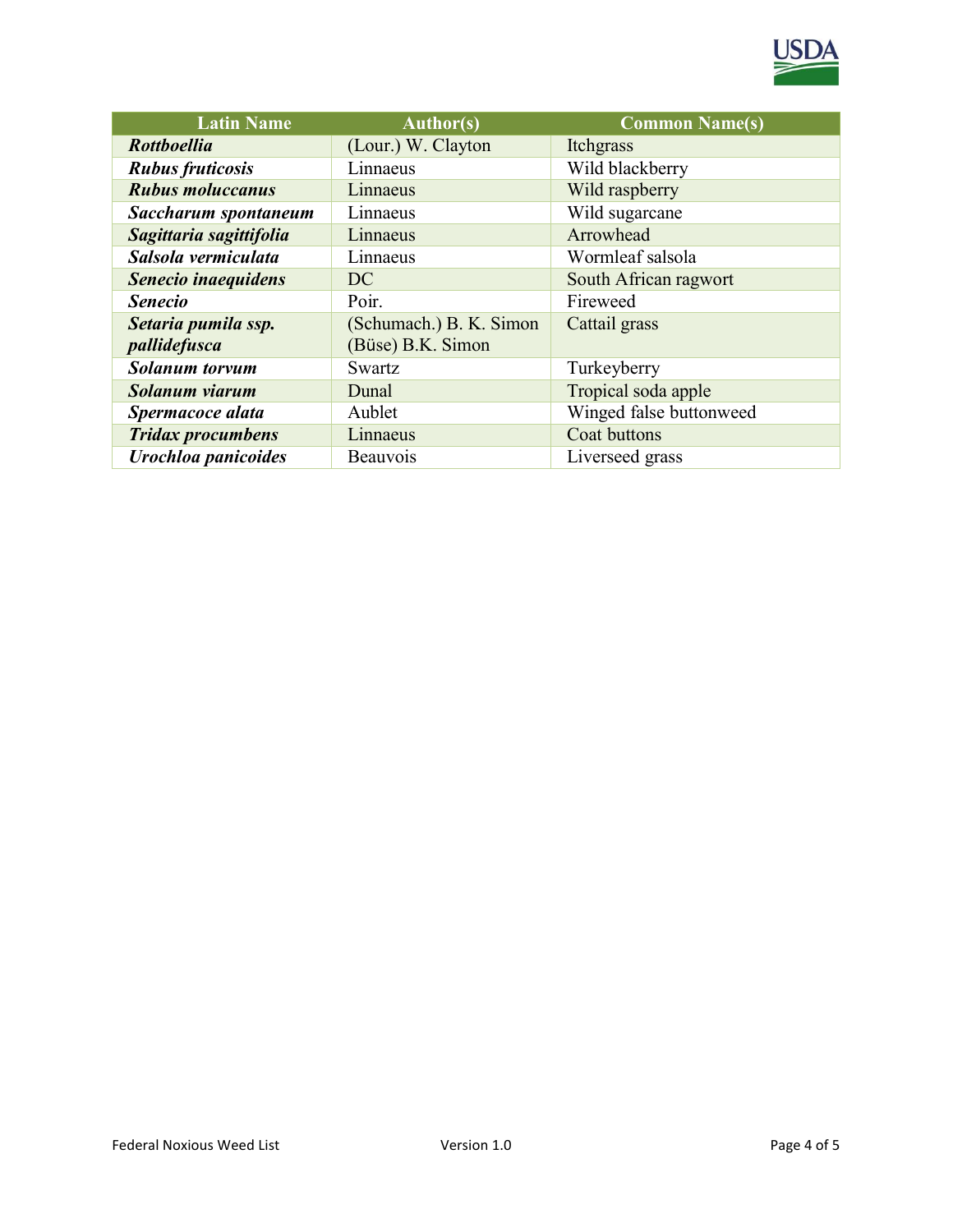| Latin Name | Author(s) | Common Name(s) |
|---|---|---|
| ***Rottboellia*** | (Lour.) W. Clayton | Itchgrass |
| ***Rubus fruticosis*** | Linnaeus | Wild blackberry |
| ***Rubus moluccanus*** | Linnaeus | Wild raspberry |
| ***Saccharum spontaneum*** | Linnaeus | Wild sugarcane |
| ***Sagittaria sagittifolia*** | Linnaeus | Arrowhead |
| ***Salsola vermiculata*** | Linnaeus | Wormleaf salsola |
| ***Senecio inaequidens*** | DC | South African ragwort |
| ***Senecio*** | Poir. | Fireweed |
| ***Setaria pumila ssp. pallidefusca*** | (Schumach.) B. K. Simon (Büse) B.K. Simon | Cattail grass |
| ***Solanum torvum*** | Swartz | Turkeyberry |
| ***Solanum viarum*** | Dunal | Tropical soda apple |
| ***Spermacoce alata*** | Aublet | Winged false buttonweed |
| ***Tridax procumbens*** | Linnaeus | Coat buttons |
| ***Urochloa panicoides*** | Beauvois | Liverseed grass |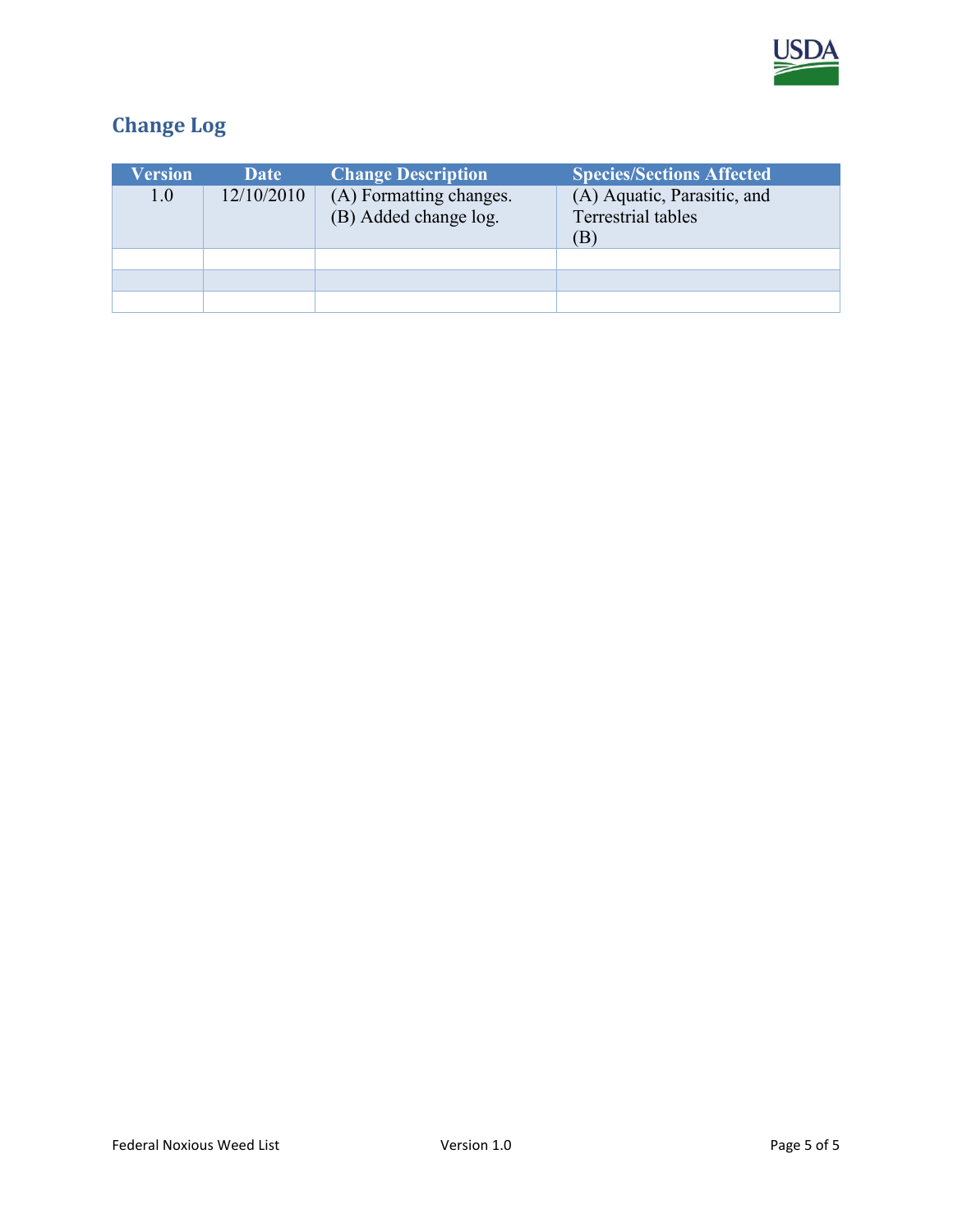## Change Log

| Version | Date | Change Description | Species/Sections Affected |
|---|---|---|---|
| 1.0 | 12/10/2010 | (A) Formatting changes.<br>(B) Added change log. | (A) Aquatic, Parasitic, and Terrestrial tables<br>(B) |
| | | | |
| | | | |
| | | | |